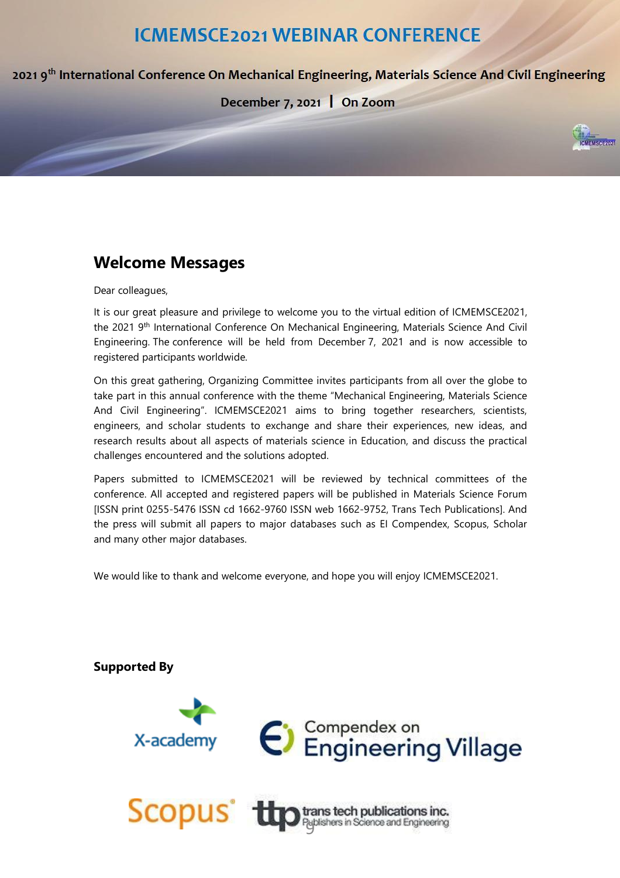# ICMEMSCE2021 WEBINAR CONFERENCE

**2021 9th International Conference On Mechanical Engineering, Materials Science And Civil Engineering**

**December 7, 2021 | On Zoom**

## Welcome Messages

Dear colleagues,

It is our great pleasure and privilege to welcome you to the virtual edition of ICMEMSCE2021, the 2021 9th International Conference On Mechanical Engineering, Materials Science And Civil Engineering. The conference will be held from December 7, 2021 and is now accessible to registered participants worldwide.

On this great gathering, Organizing Committee invites participants from all over the globe to take part in this annual conference with the theme "Mechanical Engineering, Materials Science And Civil Engineering". ICMEMSCE2021 aims to bring together researchers, scientists, engineers, and scholar students to exchange and share their experiences, new ideas, and research results about all aspects of materials science in Education, and discuss the practical challenges encountered and the solutions adopted.

Papers submitted to ICMEMSCE2021 will be reviewed by technical committees of the conference. All accepted and registered papers will be published in Materials Science Forum [ISSN print 0255-5476 ISSN cd 1662-9760 ISSN web 1662-9752, Trans Tech Publications]. And the press will submit all papers to major databases such as EI Compendex, Scopus, Scholar and many other major databases.

We would like to thank and welcome everyone, and hope you will enjoy ICMEMSCE2021.

**Supported By**

X-academy

Compendex on Engineering Village

Scopus

trans tech publications inc. Publishers in Science and Engineering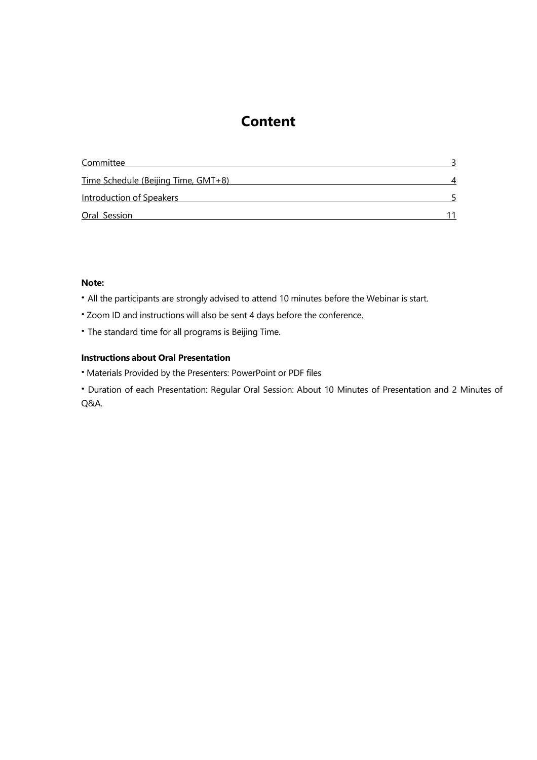# Content

| | |
|---|---|
| Committee | 3 |
| Time Schedule (Beijing Time, GMT+8) | 4 |
| Introduction of Speakers | 5 |
| Oral Session | 11 |

**Note:**

- All the participants are strongly advised to attend 10 minutes before the Webinar is start.
- Zoom ID and instructions will also be sent 4 days before the conference.
- The standard time for all programs is Beijing Time.

**Instructions about Oral Presentation**

- Materials Provided by the Presenters: PowerPoint or PDF files
- Duration of each Presentation: Regular Oral Session: About 10 Minutes of Presentation and 2 Minutes of Q&A.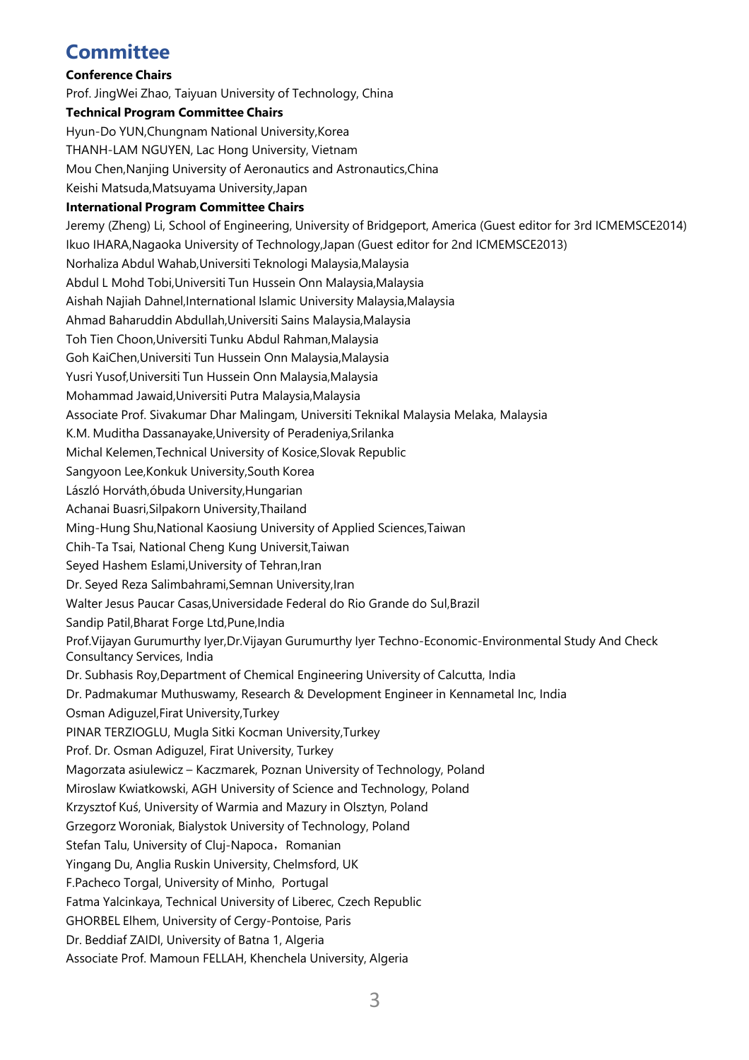# Committee

**Conference Chairs**

Prof. JingWei Zhao, Taiyuan University of Technology, China

**Technical Program Committee Chairs**

Hyun-Do YUN,Chungnam National University,Korea

THANH-LAM NGUYEN, Lac Hong University, Vietnam

Mou Chen,Nanjing University of Aeronautics and Astronautics,China

Keishi Matsuda,Matsuyama University,Japan

**International Program Committee Chairs**

Jeremy (Zheng) Li, School of Engineering, University of Bridgeport, America (Guest editor for 3rd ICMEMSCE2014)

Ikuo IHARA,Nagaoka University of Technology,Japan (Guest editor for 2nd ICMEMSCE2013)

Norhaliza Abdul Wahab,Universiti Teknologi Malaysia,Malaysia

Abdul L Mohd Tobi,Universiti Tun Hussein Onn Malaysia,Malaysia

Aishah Najiah Dahnel,International Islamic University Malaysia,Malaysia

Ahmad Baharuddin Abdullah,Universiti Sains Malaysia,Malaysia

Toh Tien Choon,Universiti Tunku Abdul Rahman,Malaysia

Goh KaiChen,Universiti Tun Hussein Onn Malaysia,Malaysia

Yusri Yusof,Universiti Tun Hussein Onn Malaysia,Malaysia

Mohammad Jawaid,Universiti Putra Malaysia,Malaysia

Associate Prof. Sivakumar Dhar Malingam, Universiti Teknikal Malaysia Melaka, Malaysia

K.M. Muditha Dassanayake,University of Peradeniya,Srilanka

Michal Kelemen,Technical University of Kosice,Slovak Republic

Sangyoon Lee,Konkuk University,South Korea

László Horváth,óbuda University,Hungarian

Achanai Buasri,Silpakorn University,Thailand

Ming-Hung Shu,National Kaosiung University of Applied Sciences,Taiwan

Chih-Ta Tsai, National Cheng Kung Universit,Taiwan

Seyed Hashem Eslami,University of Tehran,Iran

Dr. Seyed Reza Salimbahrami,Semnan University,Iran

Walter Jesus Paucar Casas,Universidade Federal do Rio Grande do Sul,Brazil

Sandip Patil,Bharat Forge Ltd,Pune,India

Prof.Vijayan Gurumurthy Iyer,Dr.Vijayan Gurumurthy Iyer Techno-Economic-Environmental Study And Check Consultancy Services, India

Dr. Subhasis Roy,Department of Chemical Engineering University of Calcutta, India

Dr. Padmakumar Muthuswamy, Research & Development Engineer in Kennametal Inc, India

Osman Adiguzel,Firat University,Turkey

PINAR TERZIOGLU, Mugla Sitki Kocman University,Turkey

Prof. Dr. Osman Adiguzel, Firat University, Turkey

Magorzata asiulewicz – Kaczmarek, Poznan University of Technology, Poland

Miroslaw Kwiatkowski, AGH University of Science and Technology, Poland

Krzysztof Kuś, University of Warmia and Mazury in Olsztyn, Poland

Grzegorz Woroniak, Bialystok University of Technology, Poland

Stefan Talu, University of Cluj-Napoca，Romanian

Yingang Du, Anglia Ruskin University, Chelmsford, UK

F.Pacheco Torgal, University of Minho, Portugal

Fatma Yalcinkaya, Technical University of Liberec, Czech Republic

GHORBEL Elhem, University of Cergy-Pontoise, Paris

Dr. Beddiaf ZAIDI, University of Batna 1, Algeria

Associate Prof. Mamoun FELLAH, Khenchela University, Algeria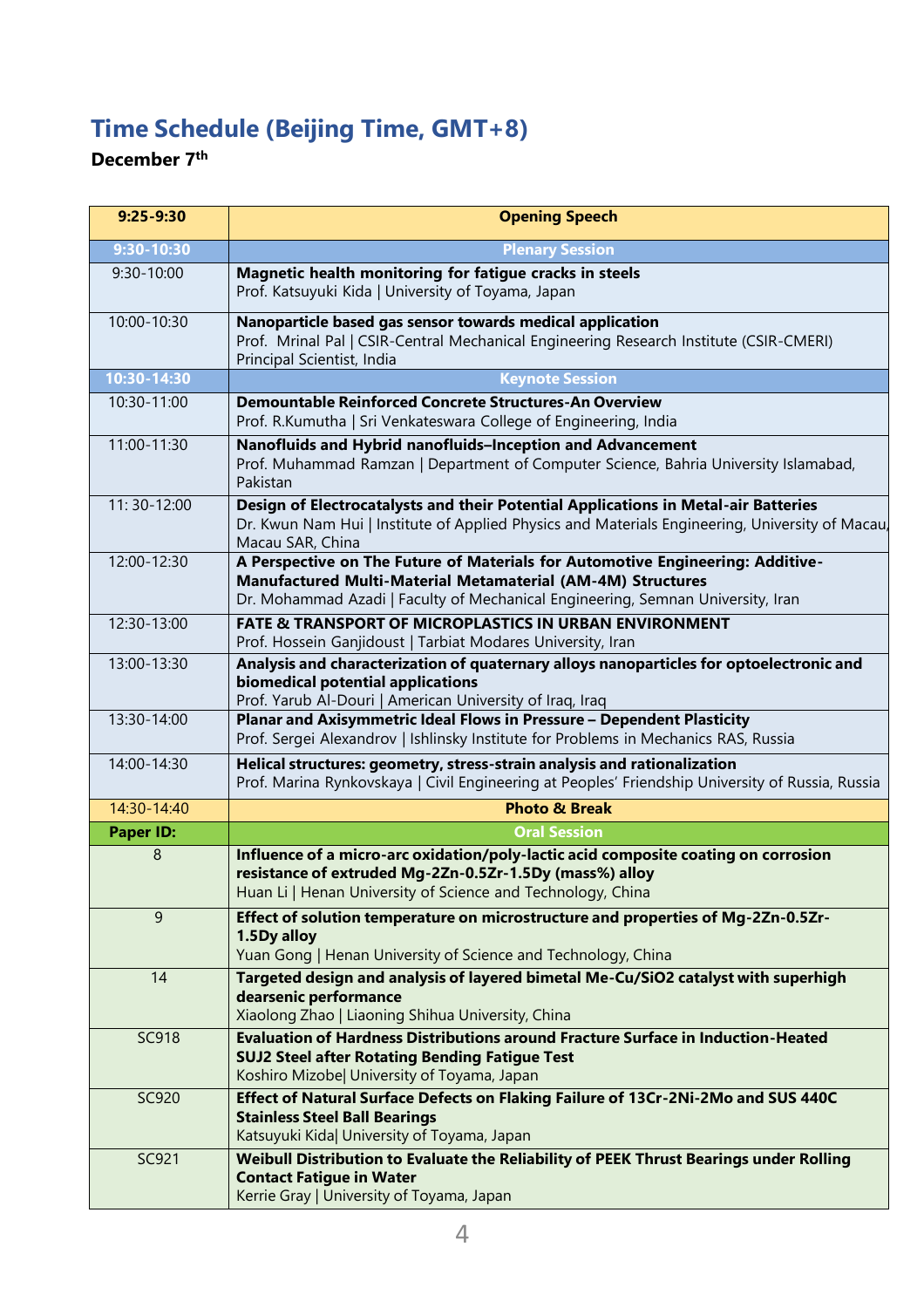## Time Schedule (Beijing Time, GMT+8)

**December 7th**

| 9:25-9:30 | Opening Speech |
|---|---|
| **9:30-10:30** | **Plenary Session** |
| 9:30-10:00 | **Magnetic health monitoring for fatigue cracks in steels**<br>Prof. Katsuyuki Kida \| University of Toyama, Japan |
| 10:00-10:30 | **Nanoparticle based gas sensor towards medical application**<br>Prof. Mrinal Pal \| CSIR-Central Mechanical Engineering Research Institute (CSIR-CMERI) Principal Scientist, India |
| **10:30-14:30** | **Keynote Session** |
| 10:30-11:00 | **Demountable Reinforced Concrete Structures-An Overview**<br>Prof. R.Kumutha \| Sri Venkateswara College of Engineering, India |
| 11:00-11:30 | **Nanofluids and Hybrid nanofluids–Inception and Advancement**<br>Prof. Muhammad Ramzan \| Department of Computer Science, Bahria University Islamabad, Pakistan |
| 11: 30-12:00 | **Design of Electrocatalysts and their Potential Applications in Metal-air Batteries**<br>Dr. Kwun Nam Hui \| Institute of Applied Physics and Materials Engineering, University of Macau, Macau SAR, China |
| 12:00-12:30 | **A Perspective on The Future of Materials for Automotive Engineering: Additive-Manufactured Multi-Material Metamaterial (AM-4M) Structures**<br>Dr. Mohammad Azadi \| Faculty of Mechanical Engineering, Semnan University, Iran |
| 12:30-13:00 | **FATE & TRANSPORT OF MICROPLASTICS IN URBAN ENVIRONMENT**<br>Prof. Hossein Ganjidoust \| Tarbiat Modares University, Iran |
| 13:00-13:30 | **Analysis and characterization of quaternary alloys nanoparticles for optoelectronic and biomedical potential applications**<br>Prof. Yarub Al-Douri \| American University of Iraq, Iraq |
| 13:30-14:00 | **Planar and Axisymmetric Ideal Flows in Pressure – Dependent Plasticity**<br>Prof. Sergei Alexandrov \| Ishlinsky Institute for Problems in Mechanics RAS, Russia |
| 14:00-14:30 | **Helical structures: geometry, stress-strain analysis and rationalization**<br>Prof. Marina Rynkovskaya \| Civil Engineering at Peoples' Friendship University of Russia, Russia |
| 14:30-14:40 | **Photo & Break** |
| **Paper ID:** | **Oral Session** |
| 8 | **Influence of a micro-arc oxidation/poly-lactic acid composite coating on corrosion resistance of extruded Mg-2Zn-0.5Zr-1.5Dy (mass%) alloy**<br>Huan Li \| Henan University of Science and Technology, China |
| 9 | **Effect of solution temperature on microstructure and properties of Mg-2Zn-0.5Zr-1.5Dy alloy**<br>Yuan Gong \| Henan University of Science and Technology, China |
| 14 | **Targeted design and analysis of layered bimetal Me-Cu/SiO2 catalyst with superhigh dearsenic performance**<br>Xiaolong Zhao \| Liaoning Shihua University, China |
| SC918 | **Evaluation of Hardness Distributions around Fracture Surface in Induction-Heated SUJ2 Steel after Rotating Bending Fatigue Test**<br>Koshiro Mizobe\| University of Toyama, Japan |
| SC920 | **Effect of Natural Surface Defects on Flaking Failure of 13Cr-2Ni-2Mo and SUS 440C Stainless Steel Ball Bearings**<br>Katsuyuki Kida\| University of Toyama, Japan |
| SC921 | **Weibull Distribution to Evaluate the Reliability of PEEK Thrust Bearings under Rolling Contact Fatigue in Water**<br>Kerrie Gray \| University of Toyama, Japan |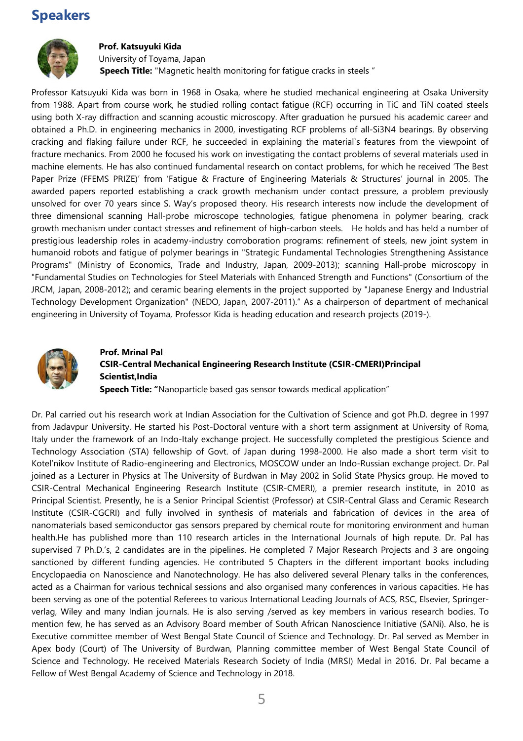# Speakers

**Prof. Katsuyuki Kida**
University of Toyama, Japan
**Speech Title:** "Magnetic health monitoring for fatigue cracks in steels "

Professor Katsuyuki Kida was born in 1968 in Osaka, where he studied mechanical engineering at Osaka University from 1988. Apart from course work, he studied rolling contact fatigue (RCF) occurring in TiC and TiN coated steels using both X-ray diffraction and scanning acoustic microscopy. After graduation he pursued his academic career and obtained a Ph.D. in engineering mechanics in 2000, investigating RCF problems of all-$Si_3N_4$ bearings. By observing cracking and flaking failure under RCF, he succeeded in explaining the material`s features from the viewpoint of fracture mechanics. From 2000 he focused his work on investigating the contact problems of several materials used in machine elements. He has also continued fundamental research on contact problems, for which he received 'The Best Paper Prize (FFEMS PRIZE)' from 'Fatigue & Fracture of Engineering Materials & Structures' journal in 2005. The awarded papers reported establishing a crack growth mechanism under contact pressure, a problem previously unsolved for over 70 years since S. Way's proposed theory. His research interests now include the development of three dimensional scanning Hall-probe microscope technologies, fatigue phenomena in polymer bearing, crack growth mechanism under contact stresses and refinement of high-carbon steels. He holds and has held a number of prestigious leadership roles in academy-industry corroboration programs: refinement of steels, new joint system in humanoid robots and fatigue of polymer bearings in "Strategic Fundamental Technologies Strengthening Assistance Programs" (Ministry of Economics, Trade and Industry, Japan, 2009-2013); scanning Hall-probe microscopy in "Fundamental Studies on Technologies for Steel Materials with Enhanced Strength and Functions" (Consortium of the JRCM, Japan, 2008-2012); and ceramic bearing elements in the project supported by "Japanese Energy and Industrial Technology Development Organization" (NEDO, Japan, 2007-2011)." As a chairperson of department of mechanical engineering in University of Toyama, Professor Kida is heading education and research projects (2019-).

**Prof. Mrinal Pal**
**CSIR-Central Mechanical Engineering Research Institute (CSIR-CMERI)Principal Scientist,India**
**Speech Title: "**Nanoparticle based gas sensor towards medical application"

Dr. Pal carried out his research work at Indian Association for the Cultivation of Science and got Ph.D. degree in 1997 from Jadavpur University. He started his Post-Doctoral venture with a short term assignment at University of Roma, Italy under the framework of an Indo-Italy exchange project. He successfully completed the prestigious Science and Technology Association (STA) fellowship of Govt. of Japan during 1998-2000. He also made a short term visit to Kotel'nikov Institute of Radio-engineering and Electronics, MOSCOW under an Indo-Russian exchange project. Dr. Pal joined as a Lecturer in Physics at The University of Burdwan in May 2002 in Solid State Physics group. He moved to CSIR-Central Mechanical Engineering Research Institute (CSIR-CMERI), a premier research institute, in 2010 as Principal Scientist. Presently, he is a Senior Principal Scientist (Professor) at CSIR-Central Glass and Ceramic Research Institute (CSIR-CGCRI) and fully involved in synthesis of materials and fabrication of devices in the area of nanomaterials based semiconductor gas sensors prepared by chemical route for monitoring environment and human health.He has published more than 110 research articles in the International Journals of high repute. Dr. Pal has supervised 7 Ph.D.'s, 2 candidates are in the pipelines. He completed 7 Major Research Projects and 3 are ongoing sanctioned by different funding agencies. He contributed 5 Chapters in the different important books including Encyclopaedia on Nanoscience and Nanotechnology. He has also delivered several Plenary talks in the conferences, acted as a Chairman for various technical sessions and also organised many conferences in various capacities. He has been serving as one of the potential Referees to various International Leading Journals of ACS, RSC, Elsevier, Springer-verlag, Wiley and many Indian journals. He is also serving /served as key members in various research bodies. To mention few, he has served as an Advisory Board member of South African Nanoscience Initiative (SANi). Also, he is Executive committee member of West Bengal State Council of Science and Technology. Dr. Pal served as Member in Apex body (Court) of The University of Burdwan, Planning committee member of West Bengal State Council of Science and Technology. He received Materials Research Society of India (MRSI) Medal in 2016. Dr. Pal became a Fellow of West Bengal Academy of Science and Technology in 2018.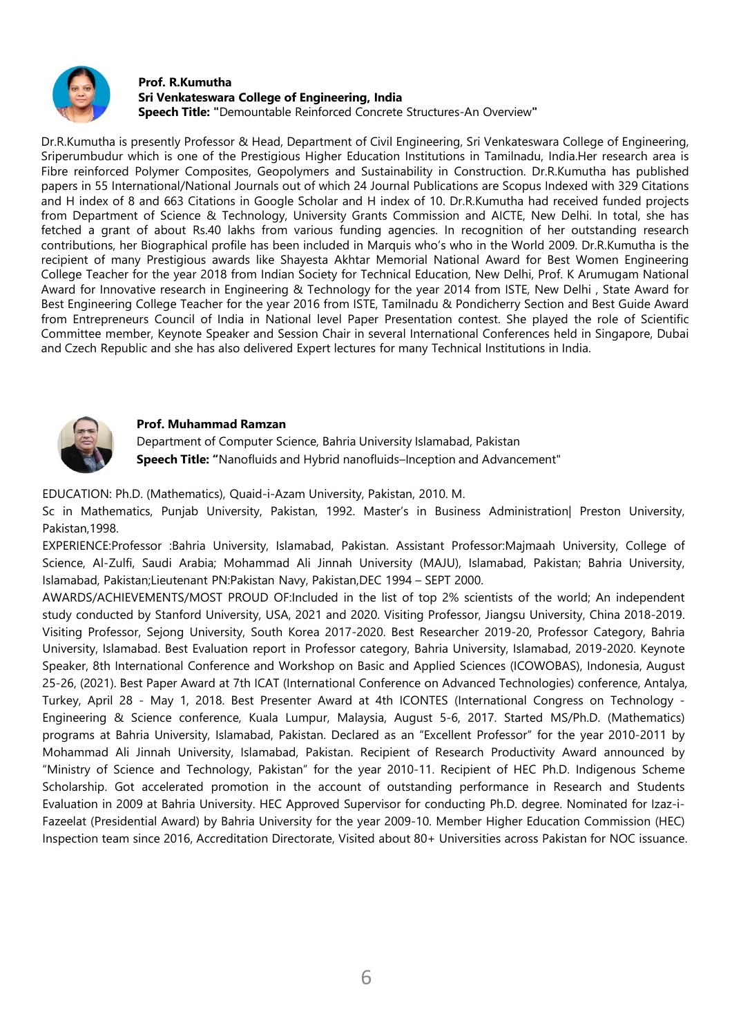**Prof. R.Kumutha**
**Sri Venkateswara College of Engineering, India**
**Speech Title: "**Demountable Reinforced Concrete Structures-An Overview**"**

Dr.R.Kumutha is presently Professor & Head, Department of Civil Engineering, Sri Venkateswara College of Engineering, Sriperumbudur which is one of the Prestigious Higher Education Institutions in Tamilnadu, India.Her research area is Fibre reinforced Polymer Composites, Geopolymers and Sustainability in Construction. Dr.R.Kumutha has published papers in 55 International/National Journals out of which 24 Journal Publications are Scopus Indexed with 329 Citations and H index of 8 and 663 Citations in Google Scholar and H index of 10. Dr.R.Kumutha had received funded projects from Department of Science & Technology, University Grants Commission and AICTE, New Delhi. In total, she has fetched a grant of about Rs.40 lakhs from various funding agencies. In recognition of her outstanding research contributions, her Biographical profile has been included in Marquis who's who in the World 2009. Dr.R.Kumutha is the recipient of many Prestigious awards like Shayesta Akhtar Memorial National Award for Best Women Engineering College Teacher for the year 2018 from Indian Society for Technical Education, New Delhi, Prof. K Arumugam National Award for Innovative research in Engineering & Technology for the year 2014 from ISTE, New Delhi , State Award for Best Engineering College Teacher for the year 2016 from ISTE, Tamilnadu & Pondicherry Section and Best Guide Award from Entrepreneurs Council of India in National level Paper Presentation contest. She played the role of Scientific Committee member, Keynote Speaker and Session Chair in several International Conferences held in Singapore, Dubai and Czech Republic and she has also delivered Expert lectures for many Technical Institutions in India.

**Prof. Muhammad Ramzan**
Department of Computer Science, Bahria University Islamabad, Pakistan
**Speech Title: "**Nanofluids and Hybrid nanofluids–Inception and Advancement"

EDUCATION: Ph.D. (Mathematics), Quaid-i-Azam University, Pakistan, 2010. M.
Sc in Mathematics, Punjab University, Pakistan, 1992. Master's in Business Administration| Preston University, Pakistan,1998.

EXPERIENCE:Professor :Bahria University, Islamabad, Pakistan. Assistant Professor:Majmaah University, College of Science, Al-Zulfi, Saudi Arabia; Mohammad Ali Jinnah University (MAJU), Islamabad, Pakistan; Bahria University, Islamabad, Pakistan;Lieutenant PN:Pakistan Navy, Pakistan,DEC 1994 – SEPT 2000.

AWARDS/ACHIEVEMENTS/MOST PROUD OF:Included in the list of top 2% scientists of the world; An independent study conducted by Stanford University, USA, 2021 and 2020. Visiting Professor, Jiangsu University, China 2018-2019. Visiting Professor, Sejong University, South Korea 2017-2020. Best Researcher 2019-20, Professor Category, Bahria University, Islamabad. Best Evaluation report in Professor category, Bahria University, Islamabad, 2019-2020. Keynote Speaker, 8th International Conference and Workshop on Basic and Applied Sciences (ICOWOBAS), Indonesia, August 25-26, (2021). Best Paper Award at 7th ICAT (International Conference on Advanced Technologies) conference, Antalya, Turkey, April 28 - May 1, 2018. Best Presenter Award at 4th ICONTES (International Congress on Technology - Engineering & Science conference, Kuala Lumpur, Malaysia, August 5-6, 2017. Started MS/Ph.D. (Mathematics) programs at Bahria University, Islamabad, Pakistan. Declared as an "Excellent Professor" for the year 2010-2011 by Mohammad Ali Jinnah University, Islamabad, Pakistan. Recipient of Research Productivity Award announced by "Ministry of Science and Technology, Pakistan" for the year 2010-11. Recipient of HEC Ph.D. Indigenous Scheme Scholarship. Got accelerated promotion in the account of outstanding performance in Research and Students Evaluation in 2009 at Bahria University. HEC Approved Supervisor for conducting Ph.D. degree. Nominated for Izaz-i-Fazeelat (Presidential Award) by Bahria University for the year 2009-10. Member Higher Education Commission (HEC) Inspection team since 2016, Accreditation Directorate, Visited about 80+ Universities across Pakistan for NOC issuance.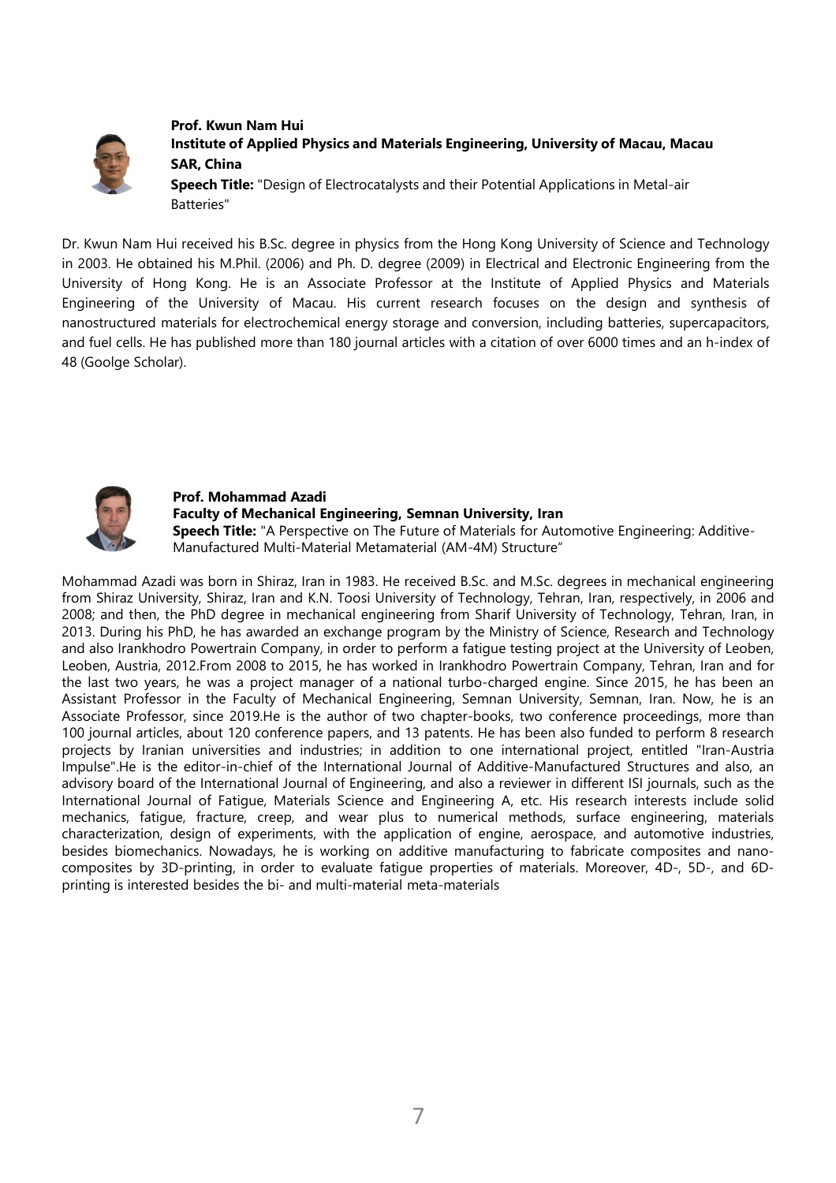**Prof. Kwun Nam Hui**

**Institute of Applied Physics and Materials Engineering, University of Macau, Macau SAR, China**

**Speech Title:** "Design of Electrocatalysts and their Potential Applications in Metal-air Batteries"

Dr. Kwun Nam Hui received his B.Sc. degree in physics from the Hong Kong University of Science and Technology in 2003. He obtained his M.Phil. (2006) and Ph. D. degree (2009) in Electrical and Electronic Engineering from the University of Hong Kong. He is an Associate Professor at the Institute of Applied Physics and Materials Engineering of the University of Macau. His current research focuses on the design and synthesis of nanostructured materials for electrochemical energy storage and conversion, including batteries, supercapacitors, and fuel cells. He has published more than 180 journal articles with a citation of over 6000 times and an h-index of 48 (Goolge Scholar).

**Prof. Mohammad Azadi**

**Faculty of Mechanical Engineering, Semnan University, Iran**

**Speech Title:** "A Perspective on The Future of Materials for Automotive Engineering: Additive-Manufactured Multi-Material Metamaterial (AM-4M) Structure"

Mohammad Azadi was born in Shiraz, Iran in 1983. He received B.Sc. and M.Sc. degrees in mechanical engineering from Shiraz University, Shiraz, Iran and K.N. Toosi University of Technology, Tehran, Iran, respectively, in 2006 and 2008; and then, the PhD degree in mechanical engineering from Sharif University of Technology, Tehran, Iran, in 2013. During his PhD, he has awarded an exchange program by the Ministry of Science, Research and Technology and also Irankhodro Powertrain Company, in order to perform a fatigue testing project at the University of Leoben, Leoben, Austria, 2012.From 2008 to 2015, he has worked in Irankhodro Powertrain Company, Tehran, Iran and for the last two years, he was a project manager of a national turbo-charged engine. Since 2015, he has been an Assistant Professor in the Faculty of Mechanical Engineering, Semnan University, Semnan, Iran. Now, he is an Associate Professor, since 2019.He is the author of two chapter-books, two conference proceedings, more than 100 journal articles, about 120 conference papers, and 13 patents. He has been also funded to perform 8 research projects by Iranian universities and industries; in addition to one international project, entitled "Iran-Austria Impulse".He is the editor-in-chief of the International Journal of Additive-Manufactured Structures and also, an advisory board of the International Journal of Engineering, and also a reviewer in different ISI journals, such as the International Journal of Fatigue, Materials Science and Engineering A, etc. His research interests include solid mechanics, fatigue, fracture, creep, and wear plus to numerical methods, surface engineering, materials characterization, design of experiments, with the application of engine, aerospace, and automotive industries, besides biomechanics. Nowadays, he is working on additive manufacturing to fabricate composites and nano-composites by 3D-printing, in order to evaluate fatigue properties of materials. Moreover, 4D-, 5D-, and 6D-printing is interested besides the bi- and multi-material meta-materials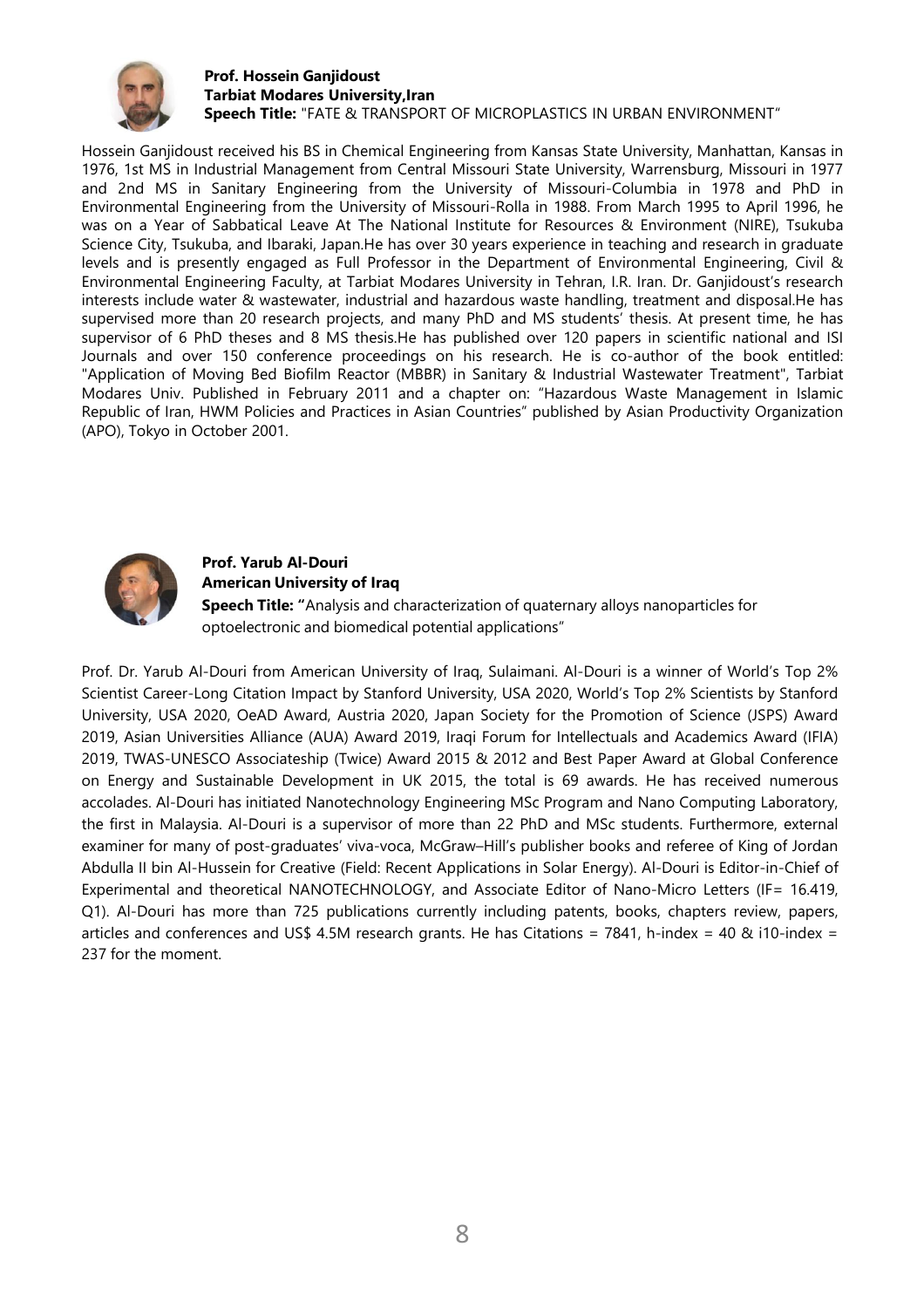**Prof. Hossein Ganjidoust**
**Tarbiat Modares University,Iran**
**Speech Title:** "FATE & TRANSPORT OF MICROPLASTICS IN URBAN ENVIRONMENT"

Hossein Ganjidoust received his BS in Chemical Engineering from Kansas State University, Manhattan, Kansas in 1976, 1st MS in Industrial Management from Central Missouri State University, Warrensburg, Missouri in 1977 and 2nd MS in Sanitary Engineering from the University of Missouri-Columbia in 1978 and PhD in Environmental Engineering from the University of Missouri-Rolla in 1988. From March 1995 to April 1996, he was on a Year of Sabbatical Leave At The National Institute for Resources & Environment (NIRE), Tsukuba Science City, Tsukuba, and Ibaraki, Japan.He has over 30 years experience in teaching and research in graduate levels and is presently engaged as Full Professor in the Department of Environmental Engineering, Civil & Environmental Engineering Faculty, at Tarbiat Modares University in Tehran, I.R. Iran. Dr. Ganjidoust's research interests include water & wastewater, industrial and hazardous waste handling, treatment and disposal.He has supervised more than 20 research projects, and many PhD and MS students' thesis. At present time, he has supervisor of 6 PhD theses and 8 MS thesis.He has published over 120 papers in scientific national and ISI Journals and over 150 conference proceedings on his research. He is co-author of the book entitled: "Application of Moving Bed Biofilm Reactor (MBBR) in Sanitary & Industrial Wastewater Treatment", Tarbiat Modares Univ. Published in February 2011 and a chapter on: "Hazardous Waste Management in Islamic Republic of Iran, HWM Policies and Practices in Asian Countries" published by Asian Productivity Organization (APO), Tokyo in October 2001.

**Prof. Yarub Al-Douri**
**American University of Iraq**
**Speech Title:** "Analysis and characterization of quaternary alloys nanoparticles for optoelectronic and biomedical potential applications"

Prof. Dr. Yarub Al-Douri from American University of Iraq, Sulaimani. Al-Douri is a winner of World's Top 2% Scientist Career-Long Citation Impact by Stanford University, USA 2020, World's Top 2% Scientists by Stanford University, USA 2020, OeAD Award, Austria 2020, Japan Society for the Promotion of Science (JSPS) Award 2019, Asian Universities Alliance (AUA) Award 2019, Iraqi Forum for Intellectuals and Academics Award (IFIA) 2019, TWAS-UNESCO Associateship (Twice) Award 2015 & 2012 and Best Paper Award at Global Conference on Energy and Sustainable Development in UK 2015, the total is 69 awards. He has received numerous accolades. Al-Douri has initiated Nanotechnology Engineering MSc Program and Nano Computing Laboratory, the first in Malaysia. Al-Douri is a supervisor of more than 22 PhD and MSc students. Furthermore, external examiner for many of post-graduates' viva-voca, McGraw–Hill's publisher books and referee of King of Jordan Abdulla II bin Al-Hussein for Creative (Field: Recent Applications in Solar Energy). Al-Douri is Editor-in-Chief of Experimental and theoretical NANOTECHNOLOGY, and Associate Editor of Nano-Micro Letters (IF= 16.419, Q1). Al-Douri has more than 725 publications currently including patents, books, chapters review, papers, articles and conferences and US$ 4.5M research grants. He has Citations = 7841, h-index = 40 & i10-index = 237 for the moment.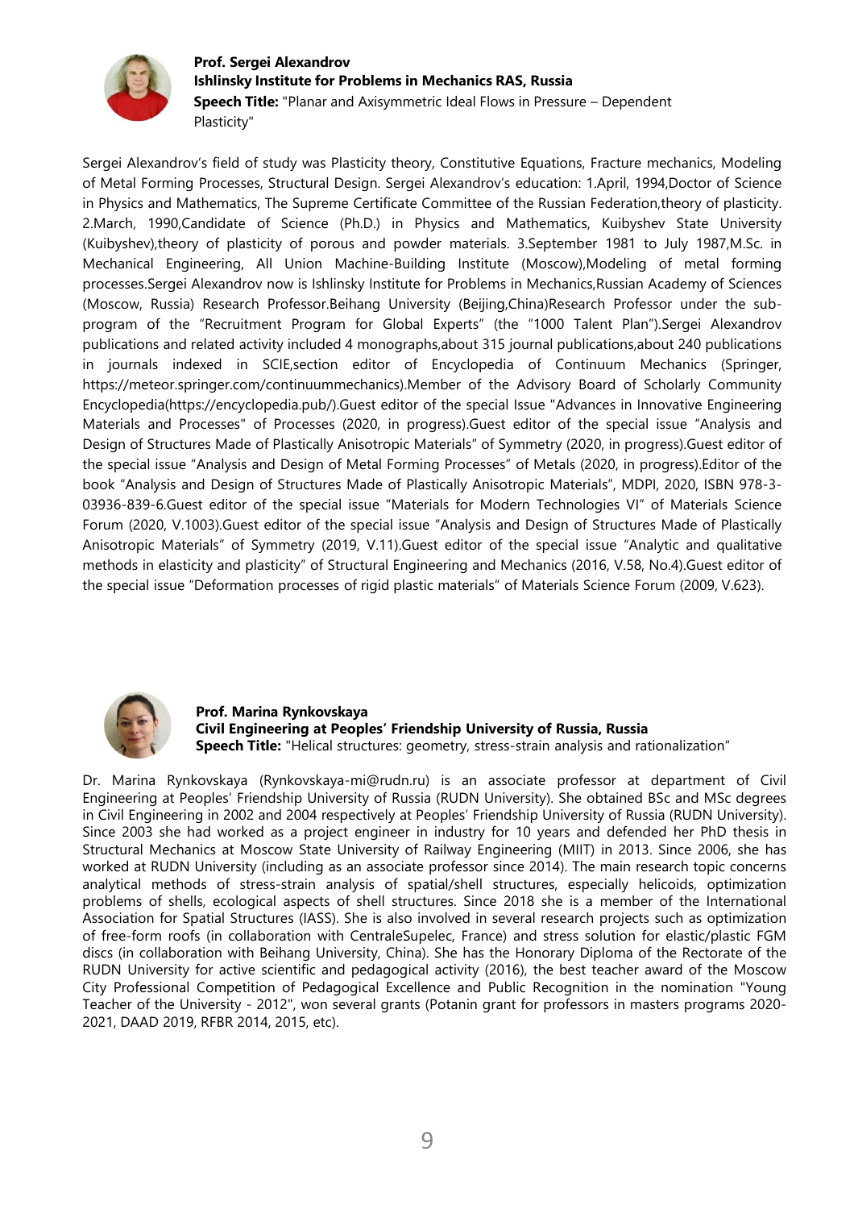**Prof. Sergei Alexandrov**
**Ishlinsky Institute for Problems in Mechanics RAS, Russia**
**Speech Title:** "Planar and Axisymmetric Ideal Flows in Pressure – Dependent Plasticity"

Sergei Alexandrov's field of study was Plasticity theory, Constitutive Equations, Fracture mechanics, Modeling of Metal Forming Processes, Structural Design. Sergei Alexandrov's education: 1.April, 1994,Doctor of Science in Physics and Mathematics, The Supreme Certificate Committee of the Russian Federation,theory of plasticity. 2.March, 1990,Candidate of Science (Ph.D.) in Physics and Mathematics, Kuibyshev State University (Kuibyshev),theory of plasticity of porous and powder materials. 3.September 1981 to July 1987,M.Sc. in Mechanical Engineering, All Union Machine-Building Institute (Moscow),Modeling of metal forming processes.Sergei Alexandrov now is Ishlinsky Institute for Problems in Mechanics,Russian Academy of Sciences (Moscow, Russia) Research Professor.Beihang University (Beijing,China)Research Professor under the sub-program of the "Recruitment Program for Global Experts" (the "1000 Talent Plan").Sergei Alexandrov publications and related activity included 4 monographs,about 315 journal publications,about 240 publications in journals indexed in SCIE,section editor of Encyclopedia of Continuum Mechanics (Springer, https://meteor.springer.com/continuummechanics).Member of the Advisory Board of Scholarly Community Encyclopedia(https://encyclopedia.pub/).Guest editor of the special Issue "Advances in Innovative Engineering Materials and Processes" of Processes (2020, in progress).Guest editor of the special issue "Analysis and Design of Structures Made of Plastically Anisotropic Materials" of Symmetry (2020, in progress).Guest editor of the special issue "Analysis and Design of Metal Forming Processes" of Metals (2020, in progress).Editor of the book "Analysis and Design of Structures Made of Plastically Anisotropic Materials", MDPI, 2020, ISBN 978-3-03936-839-6.Guest editor of the special issue "Materials for Modern Technologies VI" of Materials Science Forum (2020, V.1003).Guest editor of the special issue "Analysis and Design of Structures Made of Plastically Anisotropic Materials" of Symmetry (2019, V.11).Guest editor of the special issue "Analytic and qualitative methods in elasticity and plasticity" of Structural Engineering and Mechanics (2016, V.58, No.4).Guest editor of the special issue "Deformation processes of rigid plastic materials" of Materials Science Forum (2009, V.623).

**Prof. Marina Rynkovskaya**
**Civil Engineering at Peoples' Friendship University of Russia, Russia**
**Speech Title:** "Helical structures: geometry, stress-strain analysis and rationalization"

Dr. Marina Rynkovskaya (Rynkovskaya-mi@rudn.ru) is an associate professor at department of Civil Engineering at Peoples' Friendship University of Russia (RUDN University). She obtained BSc and MSc degrees in Civil Engineering in 2002 and 2004 respectively at Peoples' Friendship University of Russia (RUDN University). Since 2003 she had worked as a project engineer in industry for 10 years and defended her PhD thesis in Structural Mechanics at Moscow State University of Railway Engineering (MIIT) in 2013. Since 2006, she has worked at RUDN University (including as an associate professor since 2014). The main research topic concerns analytical methods of stress-strain analysis of spatial/shell structures, especially helicoids, optimization problems of shells, ecological aspects of shell structures. Since 2018 she is a member of the International Association for Spatial Structures (IASS). She is also involved in several research projects such as optimization of free-form roofs (in collaboration with CentraleSupelec, France) and stress solution for elastic/plastic FGM discs (in collaboration with Beihang University, China). She has the Honorary Diploma of the Rectorate of the RUDN University for active scientific and pedagogical activity (2016), the best teacher award of the Moscow City Professional Competition of Pedagogical Excellence and Public Recognition in the nomination "Young Teacher of the University - 2012", won several grants (Potanin grant for professors in masters programs 2020-2021, DAAD 2019, RFBR 2014, 2015, etc).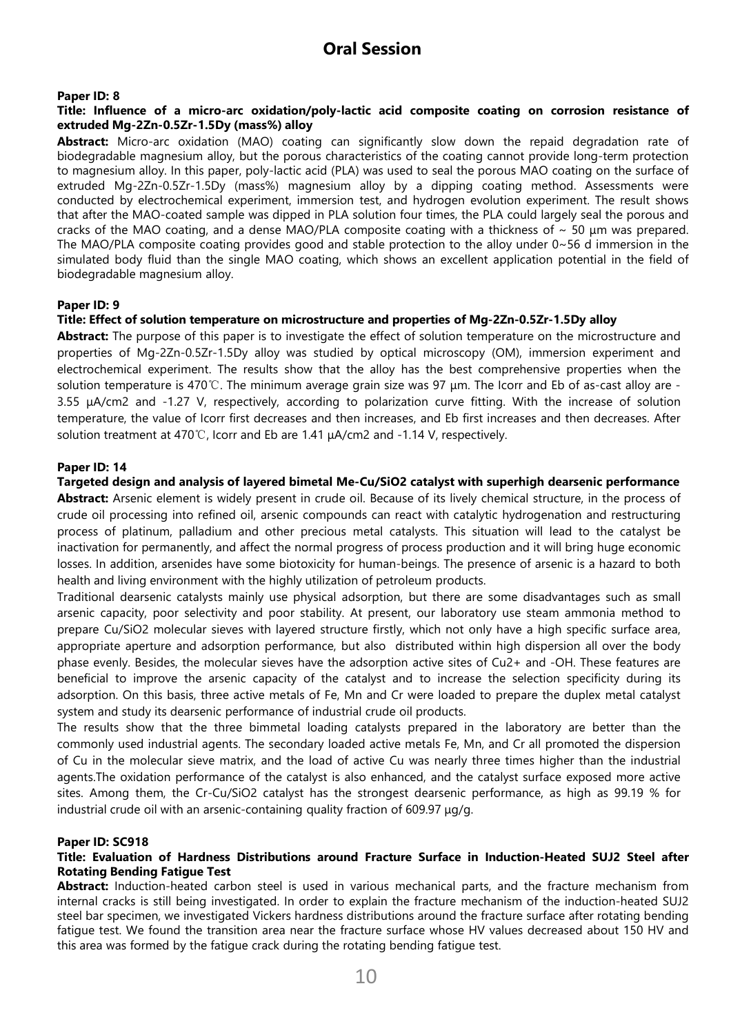# Oral Session

**Paper ID: 8**

**Title: Influence of a micro-arc oxidation/poly-lactic acid composite coating on corrosion resistance of extruded Mg-2Zn-0.5Zr-1.5Dy (mass%) alloy**

**Abstract:** Micro-arc oxidation (MAO) coating can significantly slow down the repaid degradation rate of biodegradable magnesium alloy, but the porous characteristics of the coating cannot provide long-term protection to magnesium alloy. In this paper, poly-lactic acid (PLA) was used to seal the porous MAO coating on the surface of extruded Mg-2Zn-0.5Zr-1.5Dy (mass%) magnesium alloy by a dipping coating method. Assessments were conducted by electrochemical experiment, immersion test, and hydrogen evolution experiment. The result shows that after the MAO-coated sample was dipped in PLA solution four times, the PLA could largely seal the porous and cracks of the MAO coating, and a dense MAO/PLA composite coating with a thickness of ~ 50 μm was prepared. The MAO/PLA composite coating provides good and stable protection to the alloy under 0~56 d immersion in the simulated body fluid than the single MAO coating, which shows an excellent application potential in the field of biodegradable magnesium alloy.

**Paper ID: 9**

**Title: Effect of solution temperature on microstructure and properties of Mg-2Zn-0.5Zr-1.5Dy alloy**

**Abstract:** The purpose of this paper is to investigate the effect of solution temperature on the microstructure and properties of Mg-2Zn-0.5Zr-1.5Dy alloy was studied by optical microscopy (OM), immersion experiment and electrochemical experiment. The results show that the alloy has the best comprehensive properties when the solution temperature is 470℃. The minimum average grain size was 97 μm. The Icorr and Eb of as-cast alloy are -3.55 μA/cm2 and -1.27 V, respectively, according to polarization curve fitting. With the increase of solution temperature, the value of Icorr first decreases and then increases, and Eb first increases and then decreases. After solution treatment at 470℃, Icorr and Eb are 1.41 μA/cm2 and -1.14 V, respectively.

**Paper ID: 14**

**Targeted design and analysis of layered bimetal Me-Cu/SiO2 catalyst with superhigh dearsenic performance**

**Abstract:** Arsenic element is widely present in crude oil. Because of its lively chemical structure, in the process of crude oil processing into refined oil, arsenic compounds can react with catalytic hydrogenation and restructuring process of platinum, palladium and other precious metal catalysts. This situation will lead to the catalyst be inactivation for permanently, and affect the normal progress of process production and it will bring huge economic losses. In addition, arsenides have some biotoxicity for human-beings. The presence of arsenic is a hazard to both health and living environment with the highly utilization of petroleum products.

Traditional dearsenic catalysts mainly use physical adsorption, but there are some disadvantages such as small arsenic capacity, poor selectivity and poor stability. At present, our laboratory use steam ammonia method to prepare Cu/SiO2 molecular sieves with layered structure firstly, which not only have a high specific surface area, appropriate aperture and adsorption performance, but also distributed within high dispersion all over the body phase evenly. Besides, the molecular sieves have the adsorption active sites of Cu2+ and -OH. These features are beneficial to improve the arsenic capacity of the catalyst and to increase the selection specificity during its adsorption. On this basis, three active metals of Fe, Mn and Cr were loaded to prepare the duplex metal catalyst system and study its dearsenic performance of industrial crude oil products.

The results show that the three bimmetal loading catalysts prepared in the laboratory are better than the commonly used industrial agents. The secondary loaded active metals Fe, Mn, and Cr all promoted the dispersion of Cu in the molecular sieve matrix, and the load of active Cu was nearly three times higher than the industrial agents.The oxidation performance of the catalyst is also enhanced, and the catalyst surface exposed more active sites. Among them, the Cr-Cu/SiO2 catalyst has the strongest dearsenic performance, as high as 99.19 % for industrial crude oil with an arsenic-containing quality fraction of 609.97 μg/g.

**Paper ID: SC918**

**Title: Evaluation of Hardness Distributions around Fracture Surface in Induction-Heated SUJ2 Steel after Rotating Bending Fatigue Test**

**Abstract:** Induction-heated carbon steel is used in various mechanical parts, and the fracture mechanism from internal cracks is still being investigated. In order to explain the fracture mechanism of the induction-heated SUJ2 steel bar specimen, we investigated Vickers hardness distributions around the fracture surface after rotating bending fatigue test. We found the transition area near the fracture surface whose HV values decreased about 150 HV and this area was formed by the fatigue crack during the rotating bending fatigue test.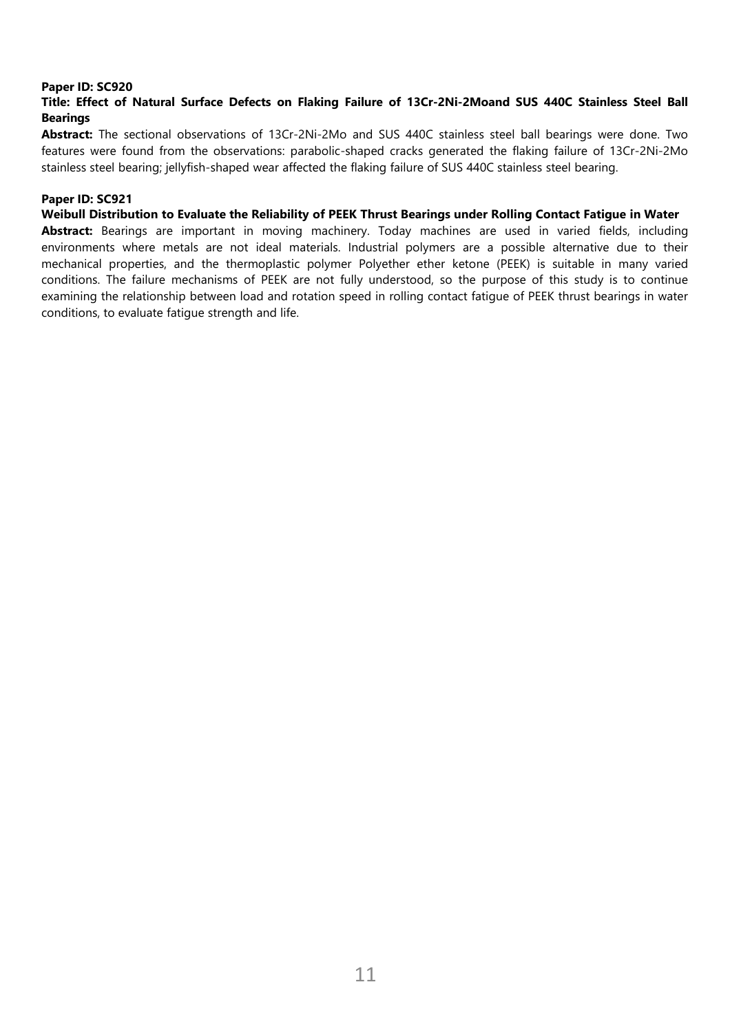**Paper ID: SC920**

**Title: Effect of Natural Surface Defects on Flaking Failure of 13Cr-2Ni-2Moand SUS 440C Stainless Steel Ball Bearings**

**Abstract:** The sectional observations of 13Cr-2Ni-2Mo and SUS 440C stainless steel ball bearings were done. Two features were found from the observations: parabolic-shaped cracks generated the flaking failure of 13Cr-2Ni-2Mo stainless steel bearing; jellyfish-shaped wear affected the flaking failure of SUS 440C stainless steel bearing.

**Paper ID: SC921**

**Weibull Distribution to Evaluate the Reliability of PEEK Thrust Bearings under Rolling Contact Fatigue in Water**

**Abstract:** Bearings are important in moving machinery. Today machines are used in varied fields, including environments where metals are not ideal materials. Industrial polymers are a possible alternative due to their mechanical properties, and the thermoplastic polymer Polyether ether ketone (PEEK) is suitable in many varied conditions. The failure mechanisms of PEEK are not fully understood, so the purpose of this study is to continue examining the relationship between load and rotation speed in rolling contact fatigue of PEEK thrust bearings in water conditions, to evaluate fatigue strength and life.